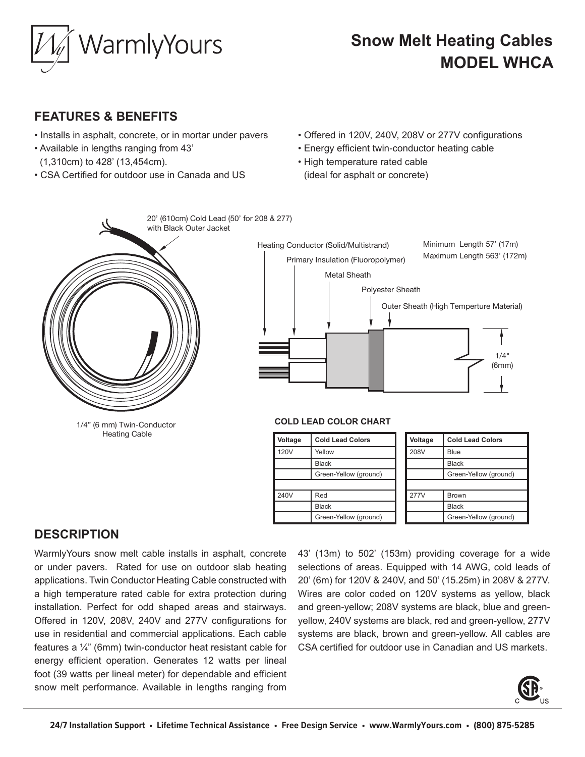# WarmlyYours

# Snow Melt Heating Cables
# MODEL WHCA

## FEATURES & BENEFITS

- Installs in asphalt, concrete, or in mortar under pavers
- Available in lengths ranging from 43' (1,310cm) to 428' (13,454cm).
- CSA Certified for outdoor use in Canada and US
- Offered in 120V, 240V, 208V or 277V configurations
- Energy efficient twin-conductor heating cable
- High temperature rated cable (ideal for asphalt or concrete)

20' (610cm) Cold Lead (50' for 208 & 277) with Black Outer Jacket

1/4" (6 mm) Twin-Conductor Heating Cable

Heating Conductor (Solid/Multistrand)

Primary Insulation (Fluoropolymer)

Metal Sheath

Polyester Sheath

Outer Sheath (High Temperture Material)

Minimum Length 57' (17m)
Maximum Length 563' (172m)

1/4" (6mm)

**COLD LEAD COLOR CHART**

| Voltage | Cold Lead Colors |
|---|---|
| 120V | Yellow |
| | Black |
| | Green-Yellow (ground) |
| | |
| 240V | Red |
| | Black |
| | Green-Yellow (ground) |

| Voltage | Cold Lead Colors |
|---|---|
| 208V | Blue |
| | Black |
| | Green-Yellow (ground) |
| | |
| 277V | Brown |
| | Black |
| | Green-Yellow (ground) |

## DESCRIPTION

WarmlyYours snow melt cable installs in asphalt, concrete or under pavers. Rated for use on outdoor slab heating applications. Twin Conductor Heating Cable constructed with a high temperature rated cable for extra protection during installation. Perfect for odd shaped areas and stairways. Offered in 120V, 208V, 240V and 277V configurations for use in residential and commercial applications. Each cable features a ¼" (6mm) twin-conductor heat resistant cable for energy efficient operation. Generates 12 watts per lineal foot (39 watts per lineal meter) for dependable and efficient snow melt performance. Available in lengths ranging from 43' (13m) to 502' (153m) providing coverage for a wide selections of areas. Equipped with 14 AWG, cold leads of 20' (6m) for 120V & 240V, and 50' (15.25m) in 208V & 277V. Wires are color coded on 120V systems as yellow, black and green-yellow; 208V systems are black, blue and green-yellow, 240V systems are black, red and green-yellow, 277V systems are black, brown and green-yellow. All cables are CSA certified for outdoor use in Canadian and US markets.

**24/7 Installation Support • Lifetime Technical Assistance • Free Design Service • www.WarmlyYours.com • (800) 875-5285**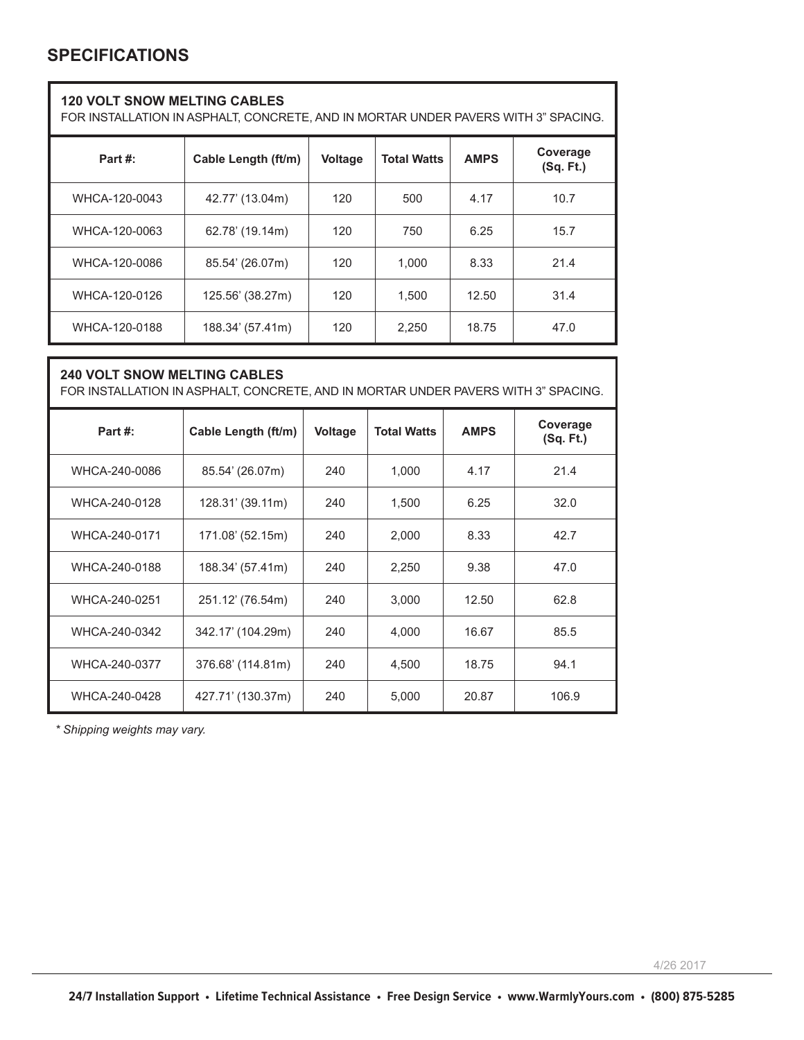## SPECIFICATIONS

**120 VOLT SNOW MELTING CABLES**
FOR INSTALLATION IN ASPHALT, CONCRETE, AND IN MORTAR UNDER PAVERS WITH 3" SPACING.

| Part #: | Cable Length (ft/m) | Voltage | Total Watts | AMPS | Coverage (Sq. Ft.) |
|---|---|---|---|---|---|
| WHCA-120-0043 | 42.77' (13.04m) | 120 | 500 | 4.17 | 10.7 |
| WHCA-120-0063 | 62.78' (19.14m) | 120 | 750 | 6.25 | 15.7 |
| WHCA-120-0086 | 85.54' (26.07m) | 120 | 1,000 | 8.33 | 21.4 |
| WHCA-120-0126 | 125.56' (38.27m) | 120 | 1,500 | 12.50 | 31.4 |
| WHCA-120-0188 | 188.34' (57.41m) | 120 | 2,250 | 18.75 | 47.0 |

**240 VOLT SNOW MELTING CABLES**
FOR INSTALLATION IN ASPHALT, CONCRETE, AND IN MORTAR UNDER PAVERS WITH 3" SPACING.

| Part #: | Cable Length (ft/m) | Voltage | Total Watts | AMPS | Coverage (Sq. Ft.) |
|---|---|---|---|---|---|
| WHCA-240-0086 | 85.54' (26.07m) | 240 | 1,000 | 4.17 | 21.4 |
| WHCA-240-0128 | 128.31' (39.11m) | 240 | 1,500 | 6.25 | 32.0 |
| WHCA-240-0171 | 171.08' (52.15m) | 240 | 2,000 | 8.33 | 42.7 |
| WHCA-240-0188 | 188.34' (57.41m) | 240 | 2,250 | 9.38 | 47.0 |
| WHCA-240-0251 | 251.12' (76.54m) | 240 | 3,000 | 12.50 | 62.8 |
| WHCA-240-0342 | 342.17' (104.29m) | 240 | 4,000 | 16.67 | 85.5 |
| WHCA-240-0377 | 376.68' (114.81m) | 240 | 4,500 | 18.75 | 94.1 |
| WHCA-240-0428 | 427.71' (130.37m) | 240 | 5,000 | 20.87 | 106.9 |

*\* Shipping weights may vary.*

4/26 2017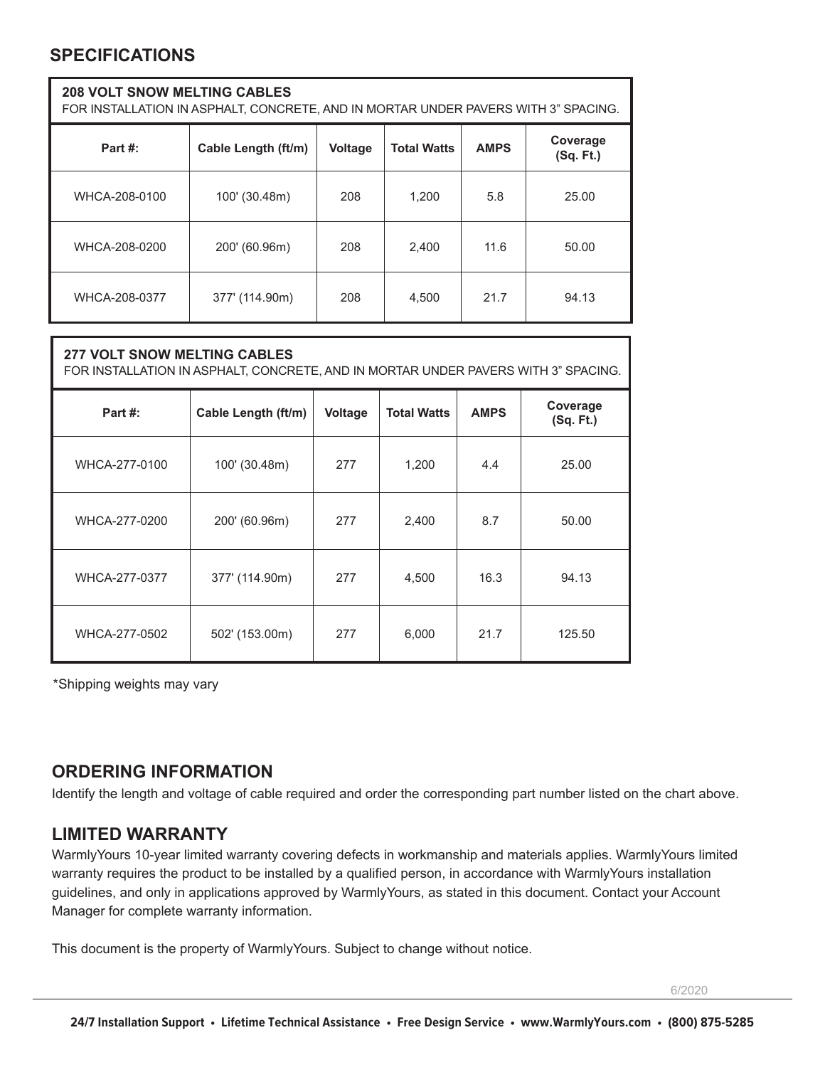## SPECIFICATIONS

| **208 VOLT SNOW MELTING CABLES**<br>FOR INSTALLATION IN ASPHALT, CONCRETE, AND IN MORTAR UNDER PAVERS WITH 3" SPACING. | | | | | |
|---|---|---|---|---|---|
| **Part #:** | **Cable Length (ft/m)** | **Voltage** | **Total Watts** | **AMPS** | **Coverage (Sq. Ft.)** |
| WHCA-208-0100 | 100' (30.48m) | 208 | 1,200 | 5.8 | 25.00 |
| WHCA-208-0200 | 200' (60.96m) | 208 | 2,400 | 11.6 | 50.00 |
| WHCA-208-0377 | 377' (114.90m) | 208 | 4,500 | 21.7 | 94.13 |

| **277 VOLT SNOW MELTING CABLES**<br>FOR INSTALLATION IN ASPHALT, CONCRETE, AND IN MORTAR UNDER PAVERS WITH 3" SPACING. | | | | | |
|---|---|---|---|---|---|
| **Part #:** | **Cable Length (ft/m)** | **Voltage** | **Total Watts** | **AMPS** | **Coverage (Sq. Ft.)** |
| WHCA-277-0100 | 100' (30.48m) | 277 | 1,200 | 4.4 | 25.00 |
| WHCA-277-0200 | 200' (60.96m) | 277 | 2,400 | 8.7 | 50.00 |
| WHCA-277-0377 | 377' (114.90m) | 277 | 4,500 | 16.3 | 94.13 |
| WHCA-277-0502 | 502' (153.00m) | 277 | 6,000 | 21.7 | 125.50 |

*Shipping weights may vary

## ORDERING INFORMATION

Identify the length and voltage of cable required and order the corresponding part number listed on the chart above.

## LIMITED WARRANTY

WarmlyYours 10-year limited warranty covering defects in workmanship and materials applies. WarmlyYours limited warranty requires the product to be installed by a qualified person, in accordance with WarmlyYours installation guidelines, and only in applications approved by WarmlyYours, as stated in this document. Contact your Account Manager for complete warranty information.

This document is the property of WarmlyYours. Subject to change without notice.

6/2020

**24/7 Installation Support • Lifetime Technical Assistance • Free Design Service • www.WarmlyYours.com • (800) 875-5285**